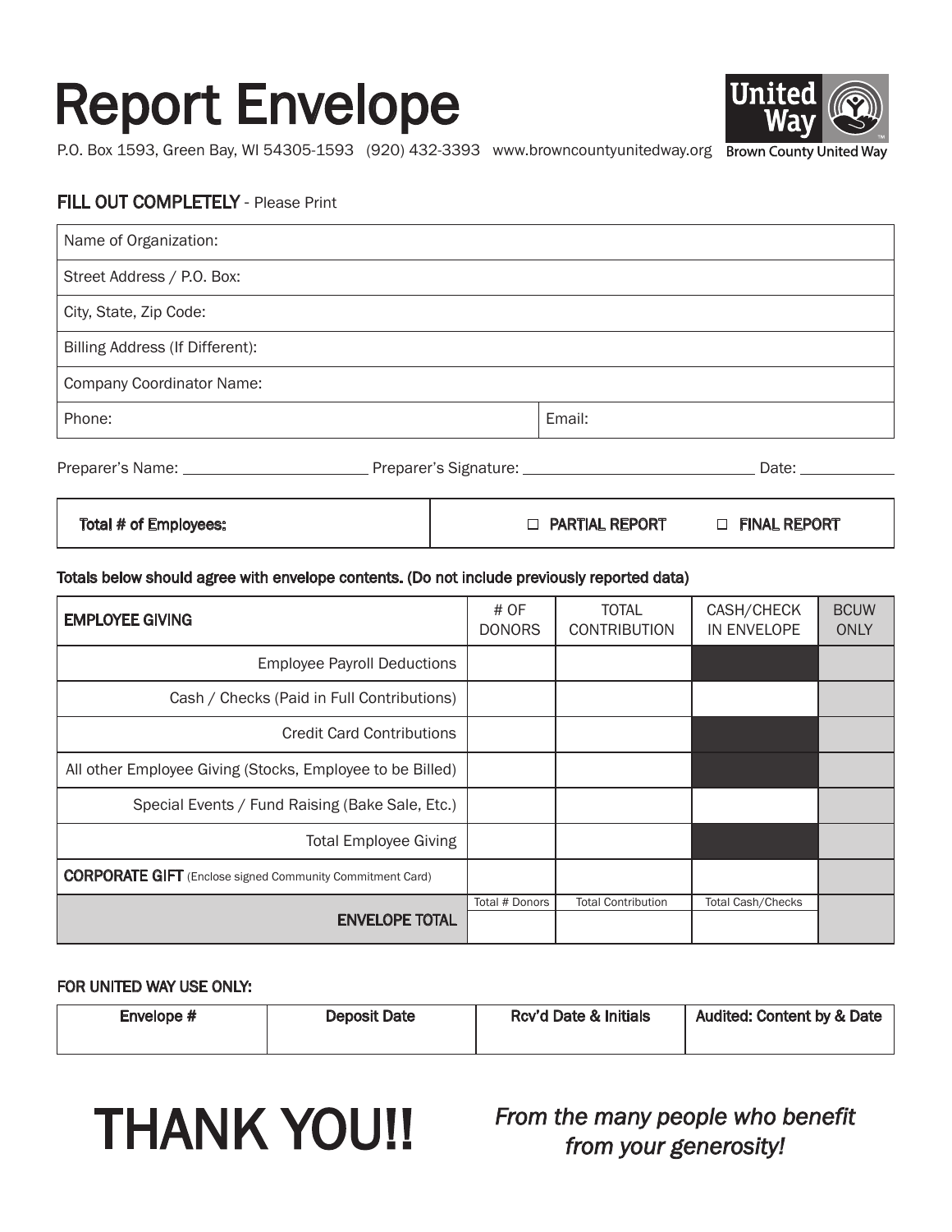# Report Envelope

P.O. Box 1593, Green Bay, WI 54305-1593 (920) 432-3393 www.browncountyunitedway.org

United Way
Brown County United Way

## FILL OUT COMPLETELY - Please Print

| Name of Organization: | |
|---|---|
| Street Address / P.O. Box: | |
| City, State, Zip Code: | |
| Billing Address (If Different): | |
| Company Coordinator Name: | |
| Phone: | Email: |

Preparer's Name: ____________________ Preparer's Signature: ________________________ Date: __________

| Total # of Employees: | ☐ PARTIAL REPORT ☐ FINAL REPORT |
|---|---|

**Totals below should agree with envelope contents. (Do not include previously reported data)**

| EMPLOYEE GIVING | # OF DONORS | TOTAL CONTRIBUTION | CASH/CHECK IN ENVELOPE | BCUW ONLY |
|---|---|---|---|---|
| Employee Payroll Deductions | | | | |
| Cash / Checks (Paid in Full Contributions) | | | | |
| Credit Card Contributions | | | | |
| All other Employee Giving (Stocks, Employee to be Billed) | | | | |
| Special Events / Fund Raising (Bake Sale, Etc.) | | | | |
| Total Employee Giving | | | | |
| **CORPORATE GIFT** (Enclose signed Community Commitment Card) | | | | |
| **ENVELOPE TOTAL** | Total # Donors | Total Contribution | Total Cash/Checks | |

**FOR UNITED WAY USE ONLY:**

| Envelope # | Deposit Date | Rcv'd Date & Initials | Audited: Content by & Date |
|---|---|---|---|
| | | | |

# THANK YOU!!

*From the many people who benefit from your generosity!*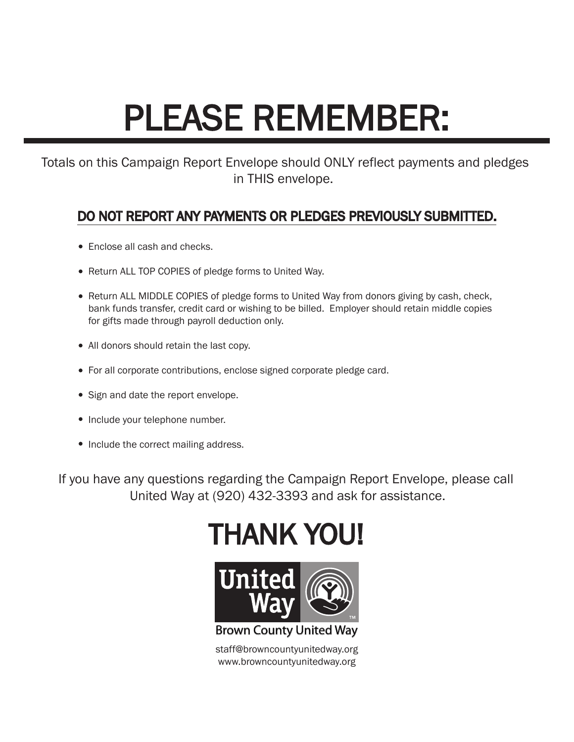# PLEASE REMEMBER:

Totals on this Campaign Report Envelope should ONLY reflect payments and pledges in THIS envelope.

## DO NOT REPORT ANY PAYMENTS OR PLEDGES PREVIOUSLY SUBMITTED.

- Enclose all cash and checks.
- Return ALL TOP COPIES of pledge forms to United Way.
- Return ALL MIDDLE COPIES of pledge forms to United Way from donors giving by cash, check, bank funds transfer, credit card or wishing to be billed. Employer should retain middle copies for gifts made through payroll deduction only.
- All donors should retain the last copy.
- For all corporate contributions, enclose signed corporate pledge card.
- Sign and date the report envelope.
- Include your telephone number.
- Include the correct mailing address.

If you have any questions regarding the Campaign Report Envelope, please call United Way at (920) 432-3393 and ask for assistance.

# THANK YOU!

United Way

Brown County United Way

staff@browncountyunitedway.org
www.browncountyunitedway.org